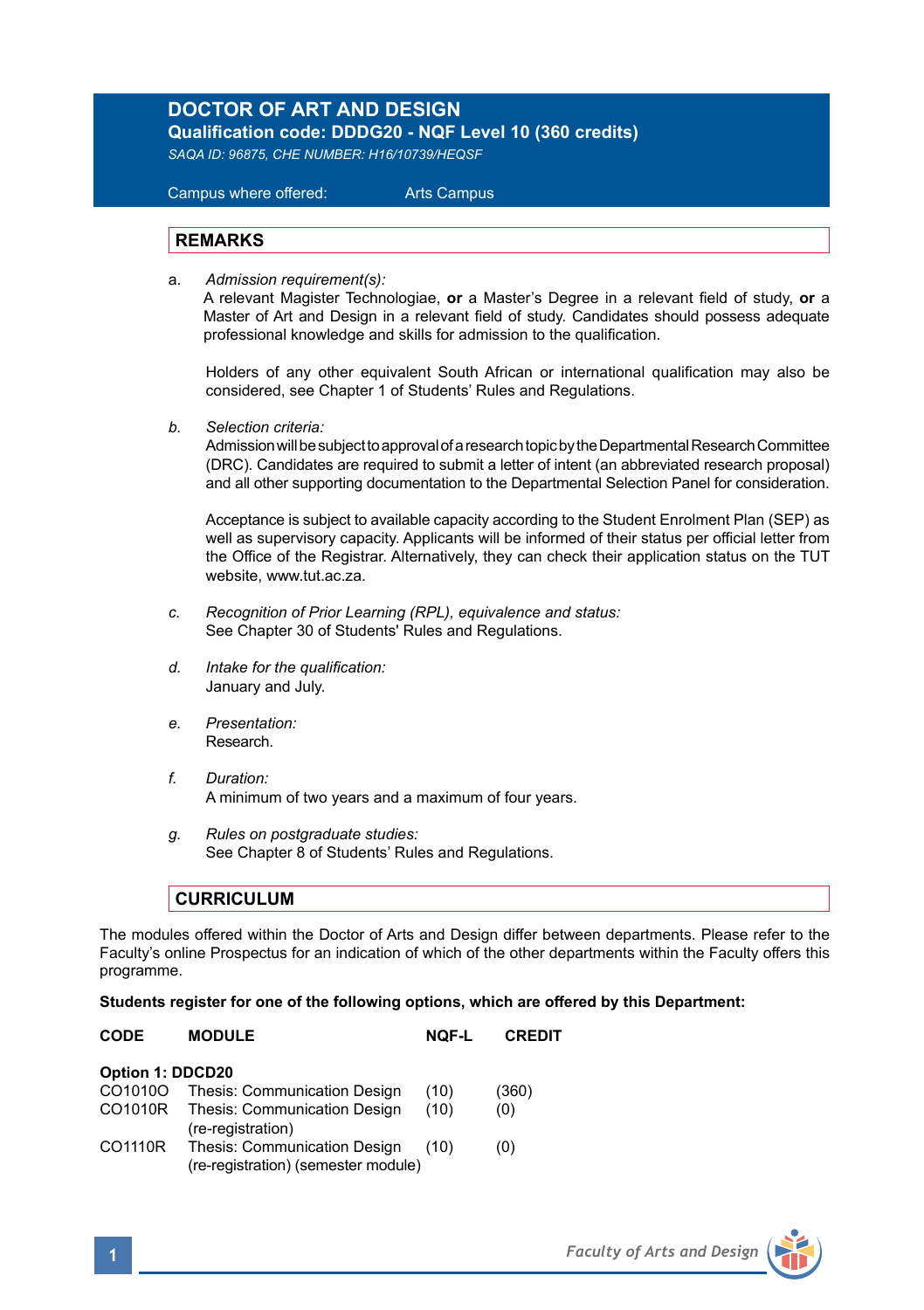# DOCTOR OF ART AND DESIGN

**Qualification code: DDDG20 - NQF Level 10 (360 credits)**

*SAQA ID: 96875, CHE NUMBER: H16/10739/HEQSF*

Campus where offered: Arts Campus

## REMARKS

a. *Admission requirement(s):*
A relevant Magister Technologiae, **or** a Master's Degree in a relevant field of study, **or** a Master of Art and Design in a relevant field of study. Candidates should possess adequate professional knowledge and skills for admission to the qualification.

Holders of any other equivalent South African or international qualification may also be considered, see Chapter 1 of Students' Rules and Regulations.

b. *Selection criteria:*
Admission will be subject to approval of a research topic by the Departmental Research Committee (DRC). Candidates are required to submit a letter of intent (an abbreviated research proposal) and all other supporting documentation to the Departmental Selection Panel for consideration.

Acceptance is subject to available capacity according to the Student Enrolment Plan (SEP) as well as supervisory capacity. Applicants will be informed of their status per official letter from the Office of the Registrar. Alternatively, they can check their application status on the TUT website, www.tut.ac.za.

c. *Recognition of Prior Learning (RPL), equivalence and status:*
See Chapter 30 of Students' Rules and Regulations.

d. *Intake for the qualification:*
January and July.

e. *Presentation:*
Research.

f. *Duration:*
A minimum of two years and a maximum of four years.

g. *Rules on postgraduate studies:*
See Chapter 8 of Students' Rules and Regulations.

## CURRICULUM

The modules offered within the Doctor of Arts and Design differ between departments. Please refer to the Faculty's online Prospectus for an indication of which of the other departments within the Faculty offers this programme.

**Students register for one of the following options, which are offered by this Department:**

| CODE | MODULE | NQF-L | CREDIT |
|---|---|---|---|
| **Option 1: DDCD20** | | | |
| CO1010O | Thesis: Communication Design | (10) | (360) |
| CO1010R | Thesis: Communication Design (re-registration) | (10) | (0) |
| CO1110R | Thesis: Communication Design (re-registration) (semester module) | (10) | (0) |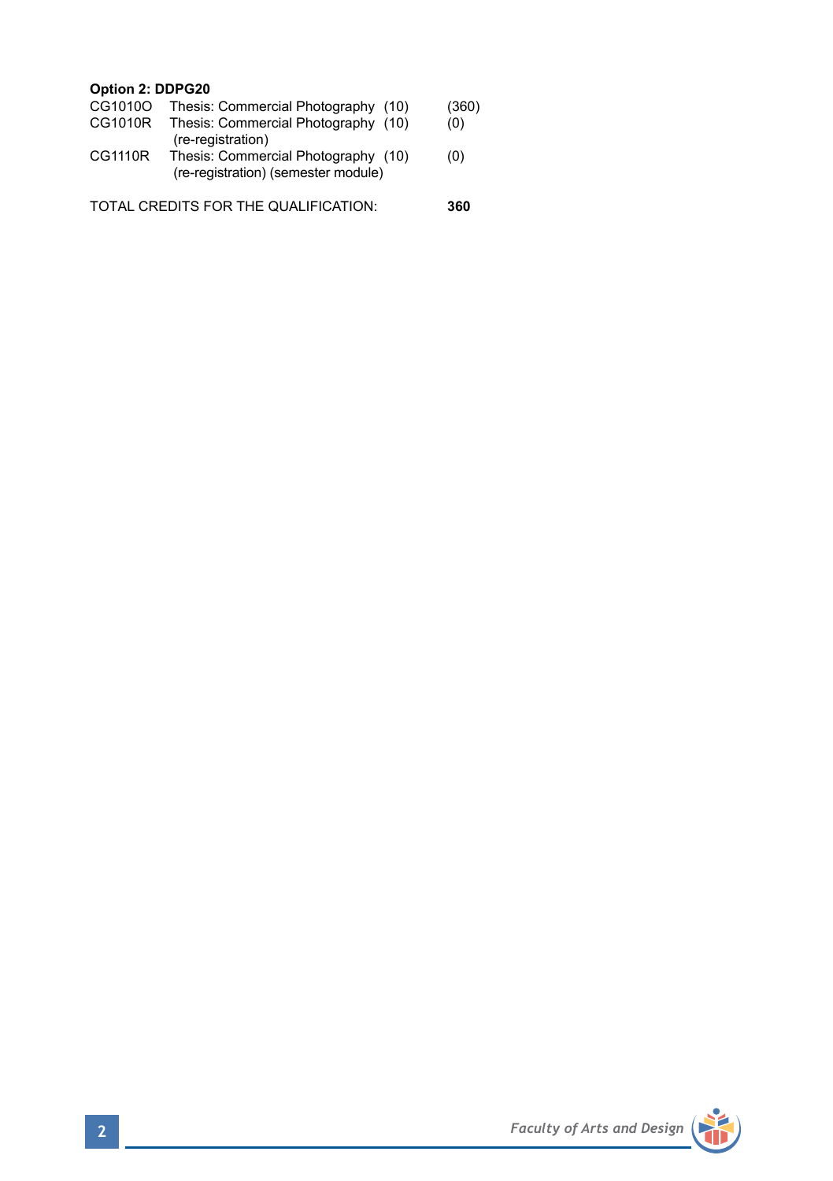**Option 2: DDPG20**

| | | |
|---|---|---|
| CG1010O | Thesis: Commercial Photography (10) | (360) |
| CG1010R | Thesis: Commercial Photography (10) (re-registration) | (0) |
| CG1110R | Thesis: Commercial Photography (10) (re-registration) (semester module) | (0) |

TOTAL CREDITS FOR THE QUALIFICATION: **360**